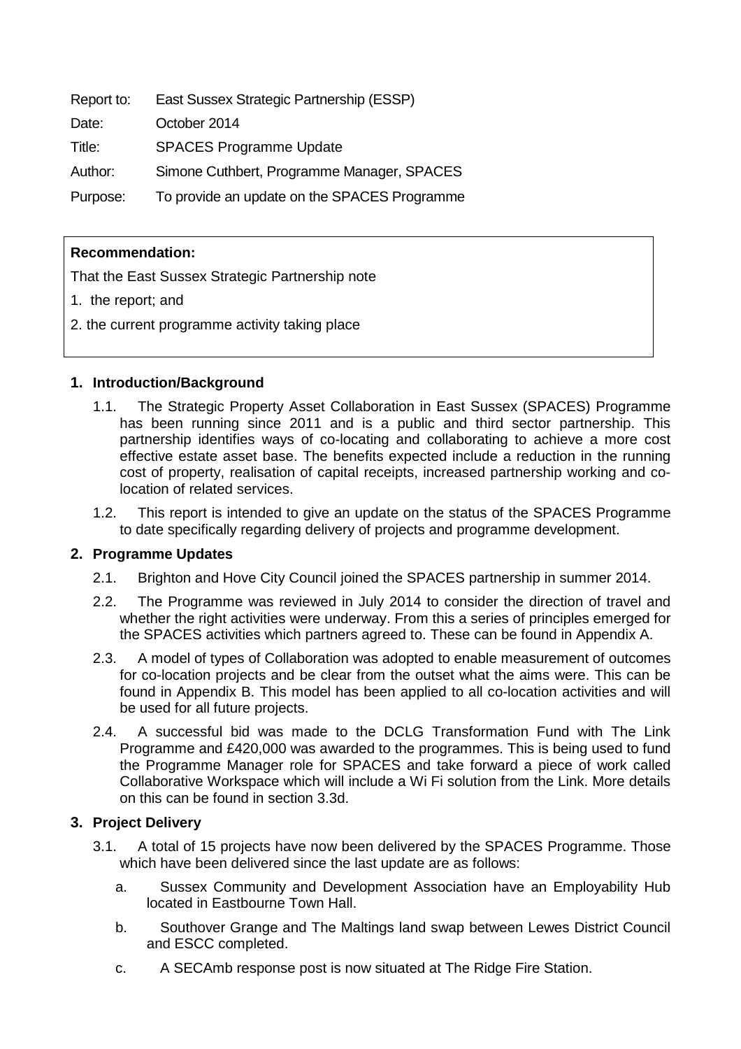Report to: East Sussex Strategic Partnership (ESSP)

Date: October 2014

Title: SPACES Programme Update

Author: Simone Cuthbert, Programme Manager, SPACES

Purpose: To provide an update on the SPACES Programme

**Recommendation:**

That the East Sussex Strategic Partnership note

1. the report; and
2. the current programme activity taking place

## 1. Introduction/Background

1.1. The Strategic Property Asset Collaboration in East Sussex (SPACES) Programme has been running since 2011 and is a public and third sector partnership. This partnership identifies ways of co-locating and collaborating to achieve a more cost effective estate asset base. The benefits expected include a reduction in the running cost of property, realisation of capital receipts, increased partnership working and co-location of related services.

1.2. This report is intended to give an update on the status of the SPACES Programme to date specifically regarding delivery of projects and programme development.

## 2. Programme Updates

2.1. Brighton and Hove City Council joined the SPACES partnership in summer 2014.

2.2. The Programme was reviewed in July 2014 to consider the direction of travel and whether the right activities were underway. From this a series of principles emerged for the SPACES activities which partners agreed to. These can be found in Appendix A.

2.3. A model of types of Collaboration was adopted to enable measurement of outcomes for co-location projects and be clear from the outset what the aims were. This can be found in Appendix B. This model has been applied to all co-location activities and will be used for all future projects.

2.4. A successful bid was made to the DCLG Transformation Fund with The Link Programme and £420,000 was awarded to the programmes. This is being used to fund the Programme Manager role for SPACES and take forward a piece of work called Collaborative Workspace which will include a Wi Fi solution from the Link. More details on this can be found in section 3.3d.

## 3. Project Delivery

3.1. A total of 15 projects have now been delivered by the SPACES Programme. Those which have been delivered since the last update are as follows:

a. Sussex Community and Development Association have an Employability Hub located in Eastbourne Town Hall.

b. Southover Grange and The Maltings land swap between Lewes District Council and ESCC completed.

c. A SECAmb response post is now situated at The Ridge Fire Station.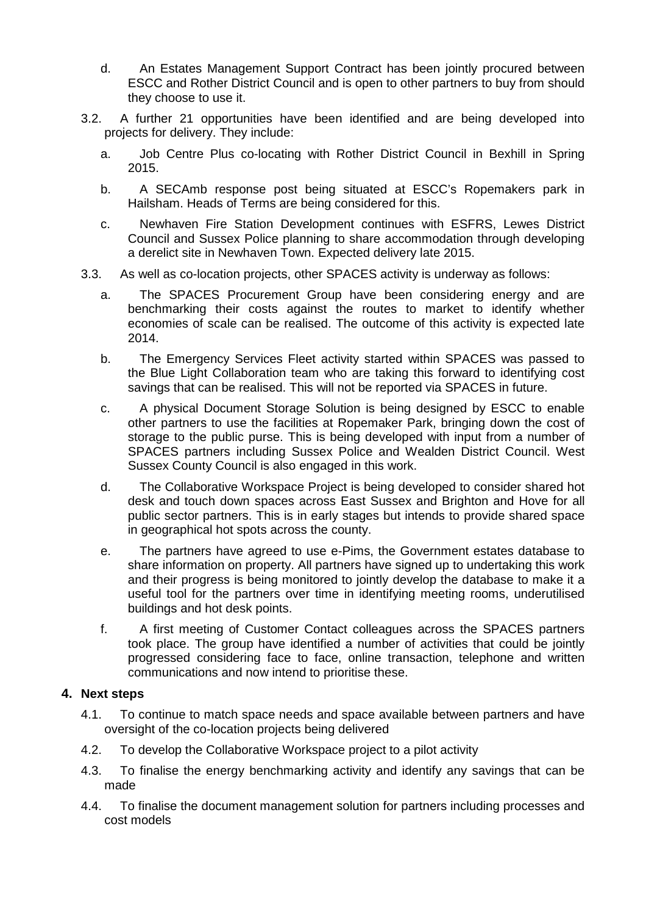d. An Estates Management Support Contract has been jointly procured between ESCC and Rother District Council and is open to other partners to buy from should they choose to use it.

3.2. A further 21 opportunities have been identified and are being developed into projects for delivery. They include:

a. Job Centre Plus co-locating with Rother District Council in Bexhill in Spring 2015.

b. A SECAmb response post being situated at ESCC's Ropemakers park in Hailsham. Heads of Terms are being considered for this.

c. Newhaven Fire Station Development continues with ESFRS, Lewes District Council and Sussex Police planning to share accommodation through developing a derelict site in Newhaven Town. Expected delivery late 2015.

3.3. As well as co-location projects, other SPACES activity is underway as follows:

a. The SPACES Procurement Group have been considering energy and are benchmarking their costs against the routes to market to identify whether economies of scale can be realised. The outcome of this activity is expected late 2014.

b. The Emergency Services Fleet activity started within SPACES was passed to the Blue Light Collaboration team who are taking this forward to identifying cost savings that can be realised. This will not be reported via SPACES in future.

c. A physical Document Storage Solution is being designed by ESCC to enable other partners to use the facilities at Ropemaker Park, bringing down the cost of storage to the public purse. This is being developed with input from a number of SPACES partners including Sussex Police and Wealden District Council. West Sussex County Council is also engaged in this work.

d. The Collaborative Workspace Project is being developed to consider shared hot desk and touch down spaces across East Sussex and Brighton and Hove for all public sector partners. This is in early stages but intends to provide shared space in geographical hot spots across the county.

e. The partners have agreed to use e-Pims, the Government estates database to share information on property. All partners have signed up to undertaking this work and their progress is being monitored to jointly develop the database to make it a useful tool for the partners over time in identifying meeting rooms, underutilised buildings and hot desk points.

f. A first meeting of Customer Contact colleagues across the SPACES partners took place. The group have identified a number of activities that could be jointly progressed considering face to face, online transaction, telephone and written communications and now intend to prioritise these.

## 4. Next steps

4.1. To continue to match space needs and space available between partners and have oversight of the co-location projects being delivered

4.2. To develop the Collaborative Workspace project to a pilot activity

4.3. To finalise the energy benchmarking activity and identify any savings that can be made

4.4. To finalise the document management solution for partners including processes and cost models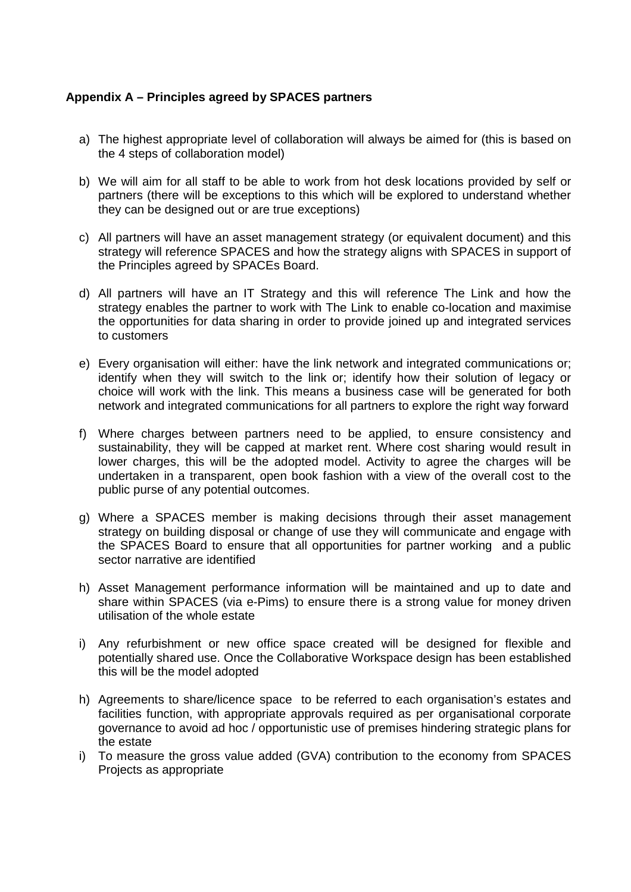**Appendix A – Principles agreed by SPACES partners**

a) The highest appropriate level of collaboration will always be aimed for (this is based on the 4 steps of collaboration model)

b) We will aim for all staff to be able to work from hot desk locations provided by self or partners (there will be exceptions to this which will be explored to understand whether they can be designed out or are true exceptions)

c) All partners will have an asset management strategy (or equivalent document) and this strategy will reference SPACES and how the strategy aligns with SPACES in support of the Principles agreed by SPACEs Board.

d) All partners will have an IT Strategy and this will reference The Link and how the strategy enables the partner to work with The Link to enable co-location and maximise the opportunities for data sharing in order to provide joined up and integrated services to customers

e) Every organisation will either: have the link network and integrated communications or; identify when they will switch to the link or; identify how their solution of legacy or choice will work with the link. This means a business case will be generated for both network and integrated communications for all partners to explore the right way forward

f) Where charges between partners need to be applied, to ensure consistency and sustainability, they will be capped at market rent. Where cost sharing would result in lower charges, this will be the adopted model. Activity to agree the charges will be undertaken in a transparent, open book fashion with a view of the overall cost to the public purse of any potential outcomes.

g) Where a SPACES member is making decisions through their asset management strategy on building disposal or change of use they will communicate and engage with the SPACES Board to ensure that all opportunities for partner working and a public sector narrative are identified

h) Asset Management performance information will be maintained and up to date and share within SPACES (via e-Pims) to ensure there is a strong value for money driven utilisation of the whole estate

i) Any refurbishment or new office space created will be designed for flexible and potentially shared use. Once the Collaborative Workspace design has been established this will be the model adopted

h) Agreements to share/licence space to be referred to each organisation's estates and facilities function, with appropriate approvals required as per organisational corporate governance to avoid ad hoc / opportunistic use of premises hindering strategic plans for the estate

i) To measure the gross value added (GVA) contribution to the economy from SPACES Projects as appropriate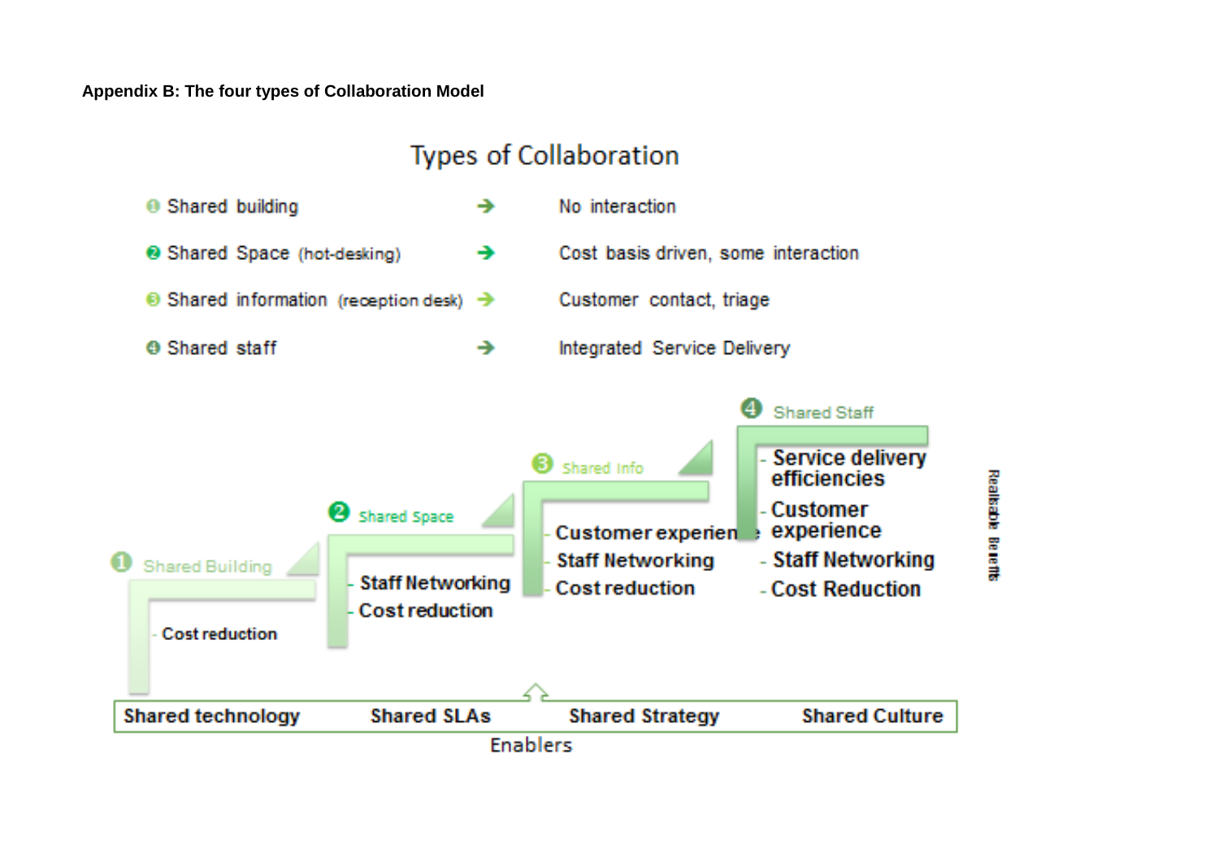**Appendix B: The four types of Collaboration Model**

Types of Collaboration

1. Shared building → No interaction
2. Shared Space (hot-desking) → Cost basis driven, some interaction
3. Shared information (reception desk) → Customer contact, triage
4. Shared staff → Integrated Service Delivery

1 Shared Building
- Cost reduction

2 Shared Space
- Staff Networking
- Cost reduction

3 Shared Info
- Customer experience
- Staff Networking
- Cost reduction

4 Shared Staff
- Service delivery efficiencies
- Customer experience
- Staff Networking
- Cost Reduction

Realisable Benefits

Shared technology | Shared SLAs | Shared Strategy | Shared Culture

Enablers